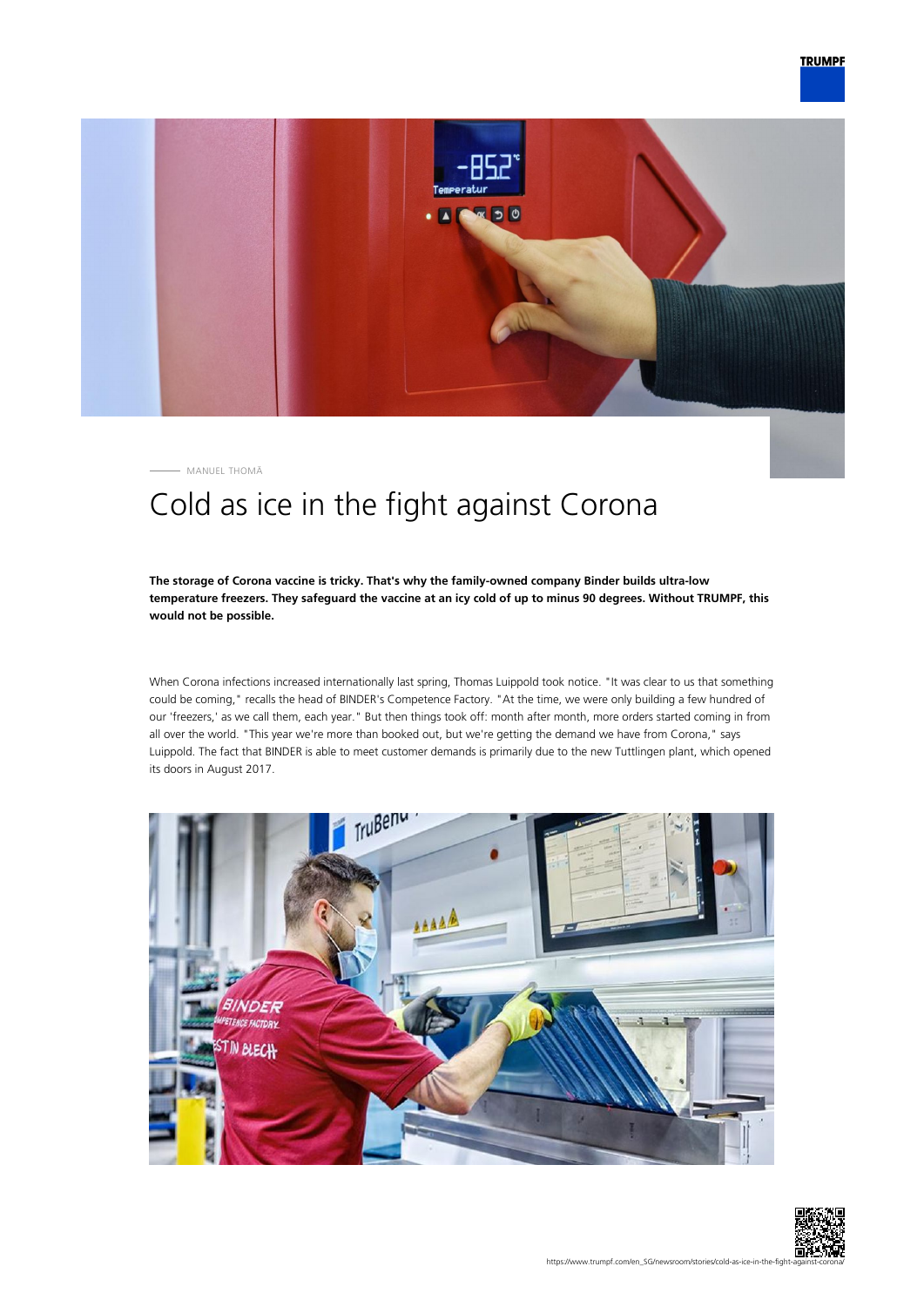MANUEL THOMÄ

# Cold as ice in the fight against Corona

**The storage of Corona vaccine is tricky. That's why the family-owned company Binder builds ultra-low temperature freezers. They safeguard the vaccine at an icy cold of up to minus 90 degrees. Without TRUMPF, this would not be possible.**

When Corona infections increased internationally last spring, Thomas Luippold took notice. "It was clear to us that something could be coming," recalls the head of BINDER's Competence Factory. "At the time, we were only building a few hundred of our 'freezers,' as we call them, each year." But then things took off: month after month, more orders started coming in from all over the world. "This year we're more than booked out, but we're getting the demand we have from Corona," says Luippold. The fact that BINDER is able to meet customer demands is primarily due to the new Tuttlingen plant, which opened its doors in August 2017.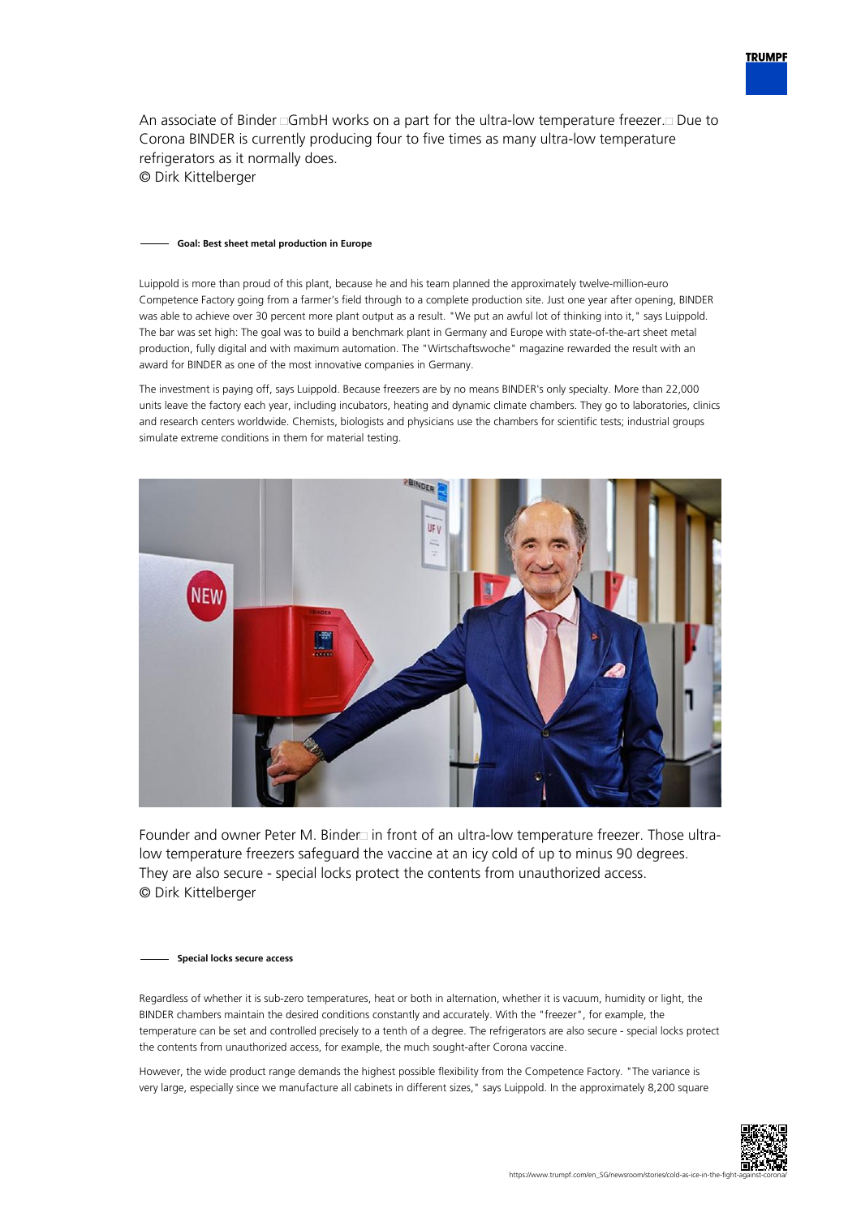An associate of Binder GmbH works on a part for the ultra-low temperature freezer. Due to Corona BINDER is currently producing four to five times as many ultra-low temperature refrigerators as it normally does.
© Dirk Kittelberger

### Goal: Best sheet metal production in Europe

Luippold is more than proud of this plant, because he and his team planned the approximately twelve-million-euro Competence Factory going from a farmer's field through to a complete production site. Just one year after opening, BINDER was able to achieve over 30 percent more plant output as a result. "We put an awful lot of thinking into it," says Luippold. The bar was set high: The goal was to build a benchmark plant in Germany and Europe with state-of-the-art sheet metal production, fully digital and with maximum automation. The "Wirtschaftswoche" magazine rewarded the result with an award for BINDER as one of the most innovative companies in Germany.

The investment is paying off, says Luippold. Because freezers are by no means BINDER's only specialty. More than 22,000 units leave the factory each year, including incubators, heating and dynamic climate chambers. They go to laboratories, clinics and research centers worldwide. Chemists, biologists and physicians use the chambers for scientific tests; industrial groups simulate extreme conditions in them for material testing.

Founder and owner Peter M. Binder in front of an ultra-low temperature freezer. Those ultra-low temperature freezers safeguard the vaccine at an icy cold of up to minus 90 degrees. They are also secure - special locks protect the contents from unauthorized access.
© Dirk Kittelberger

### Special locks secure access

Regardless of whether it is sub-zero temperatures, heat or both in alternation, whether it is vacuum, humidity or light, the BINDER chambers maintain the desired conditions constantly and accurately. With the "freezer", for example, the temperature can be set and controlled precisely to a tenth of a degree. The refrigerators are also secure - special locks protect the contents from unauthorized access, for example, the much sought-after Corona vaccine.

However, the wide product range demands the highest possible flexibility from the Competence Factory. "The variance is very large, especially since we manufacture all cabinets in different sizes," says Luippold. In the approximately 8,200 square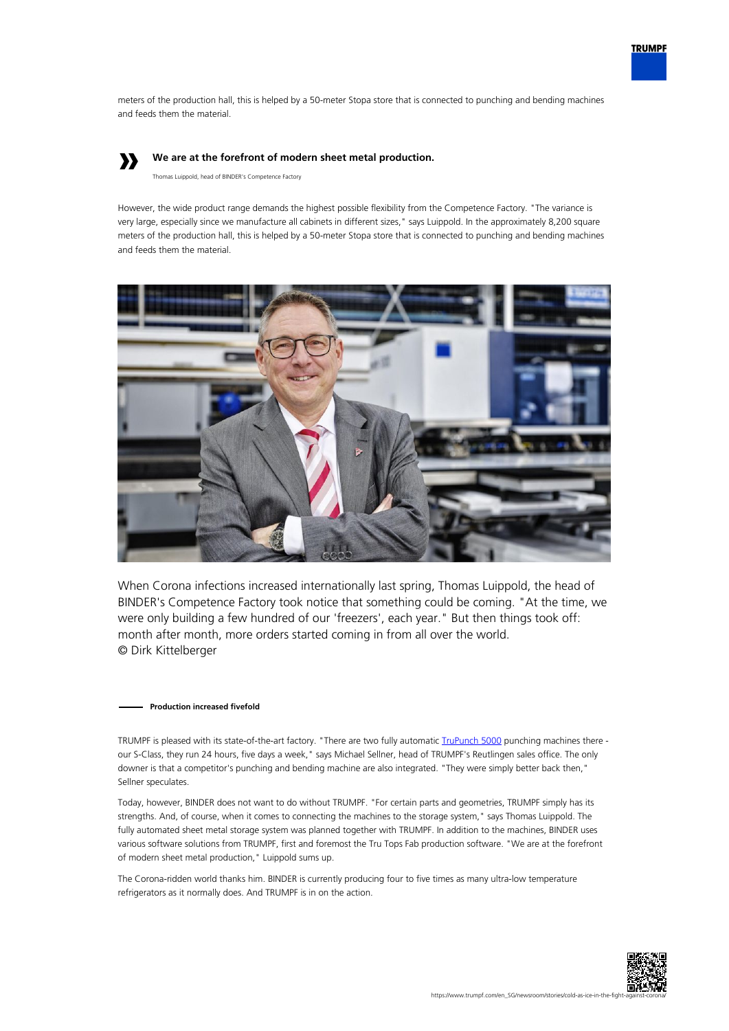meters of the production hall, this is helped by a 50-meter Stopa store that is connected to punching and bending machines and feeds them the material.

> **We are at the forefront of modern sheet metal production.**
>
> Thomas Luippold, head of BINDER's Competence Factory

However, the wide product range demands the highest possible flexibility from the Competence Factory. "The variance is very large, especially since we manufacture all cabinets in different sizes," says Luippold. In the approximately 8,200 square meters of the production hall, this is helped by a 50-meter Stopa store that is connected to punching and bending machines and feeds them the material.

When Corona infections increased internationally last spring, Thomas Luippold, the head of BINDER's Competence Factory took notice that something could be coming. "At the time, we were only building a few hundred of our 'freezers', each year." But then things took off: month after month, more orders started coming in from all over the world.
© Dirk Kittelberger

### Production increased fivefold

TRUMPF is pleased with its state-of-the-art factory. "There are two fully automatic TruPunch 5000 punching machines there - our S-Class, they run 24 hours, five days a week," says Michael Sellner, head of TRUMPF's Reutlingen sales office. The only downer is that a competitor's punching and bending machine are also integrated. "They were simply better back then," Sellner speculates.

Today, however, BINDER does not want to do without TRUMPF. "For certain parts and geometries, TRUMPF simply has its strengths. And, of course, when it comes to connecting the machines to the storage system," says Thomas Luippold. The fully automated sheet metal storage system was planned together with TRUMPF. In addition to the machines, BINDER uses various software solutions from TRUMPF, first and foremost the Tru Tops Fab production software. "We are at the forefront of modern sheet metal production," Luippold sums up.

The Corona-ridden world thanks him. BINDER is currently producing four to five times as many ultra-low temperature refrigerators as it normally does. And TRUMPF is in on the action.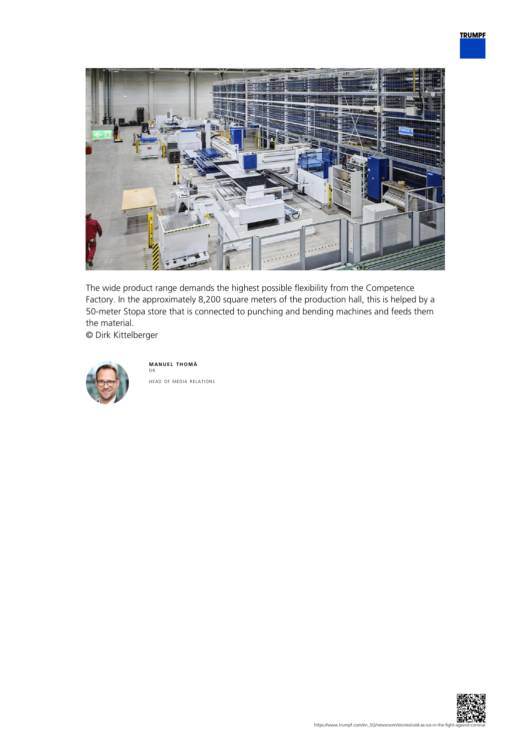The wide product range demands the highest possible flexibility from the Competence Factory. In the approximately 8,200 square meters of the production hall, this is helped by a 50-meter Stopa store that is connected to punching and bending machines and feeds them the material.
© Dirk Kittelberger

**MANUEL THOMÄ**
DR.
HEAD OF MEDIA RELATIONS